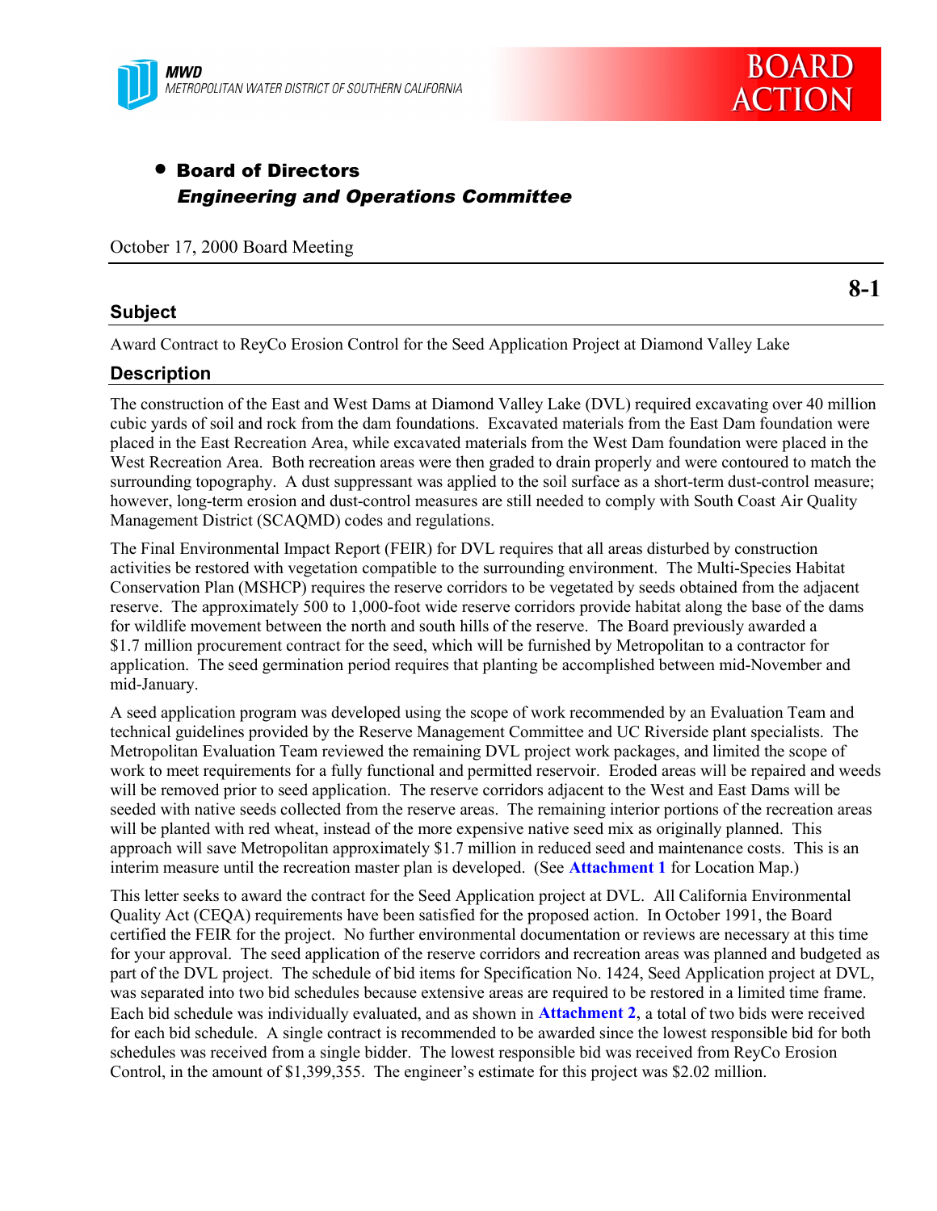MWD
METROPOLITAN WATER DISTRICT OF SOUTHERN CALIFORNIA

# BOARD ACTION

- **Board of Directors**
  ***Engineering and Operations Committee***

October 17, 2000 Board Meeting

**8-1**

## Subject

Award Contract to ReyCo Erosion Control for the Seed Application Project at Diamond Valley Lake

## Description

The construction of the East and West Dams at Diamond Valley Lake (DVL) required excavating over 40 million cubic yards of soil and rock from the dam foundations. Excavated materials from the East Dam foundation were placed in the East Recreation Area, while excavated materials from the West Dam foundation were placed in the West Recreation Area. Both recreation areas were then graded to drain properly and were contoured to match the surrounding topography. A dust suppressant was applied to the soil surface as a short-term dust-control measure; however, long-term erosion and dust-control measures are still needed to comply with South Coast Air Quality Management District (SCAQMD) codes and regulations.

The Final Environmental Impact Report (FEIR) for DVL requires that all areas disturbed by construction activities be restored with vegetation compatible to the surrounding environment. The Multi-Species Habitat Conservation Plan (MSHCP) requires the reserve corridors to be vegetated by seeds obtained from the adjacent reserve. The approximately 500 to 1,000-foot wide reserve corridors provide habitat along the base of the dams for wildlife movement between the north and south hills of the reserve. The Board previously awarded a $1.7 million procurement contract for the seed, which will be furnished by Metropolitan to a contractor for application. The seed germination period requires that planting be accomplished between mid-November and mid-January.

A seed application program was developed using the scope of work recommended by an Evaluation Team and technical guidelines provided by the Reserve Management Committee and UC Riverside plant specialists. The Metropolitan Evaluation Team reviewed the remaining DVL project work packages, and limited the scope of work to meet requirements for a fully functional and permitted reservoir. Eroded areas will be repaired and weeds will be removed prior to seed application. The reserve corridors adjacent to the West and East Dams will be seeded with native seeds collected from the reserve areas. The remaining interior portions of the recreation areas will be planted with red wheat, instead of the more expensive native seed mix as originally planned. This approach will save Metropolitan approximately $1.7 million in reduced seed and maintenance costs. This is an interim measure until the recreation master plan is developed. (See **Attachment 1** for Location Map.)

This letter seeks to award the contract for the Seed Application project at DVL. All California Environmental Quality Act (CEQA) requirements have been satisfied for the proposed action. In October 1991, the Board certified the FEIR for the project. No further environmental documentation or reviews are necessary at this time for your approval. The seed application of the reserve corridors and recreation areas was planned and budgeted as part of the DVL project. The schedule of bid items for Specification No. 1424, Seed Application project at DVL, was separated into two bid schedules because extensive areas are required to be restored in a limited time frame. Each bid schedule was individually evaluated, and as shown in **Attachment 2**, a total of two bids were received for each bid schedule. A single contract is recommended to be awarded since the lowest responsible bid for both schedules was received from a single bidder. The lowest responsible bid was received from ReyCo Erosion Control, in the amount of $1,399,355. The engineer's estimate for this project was $2.02 million.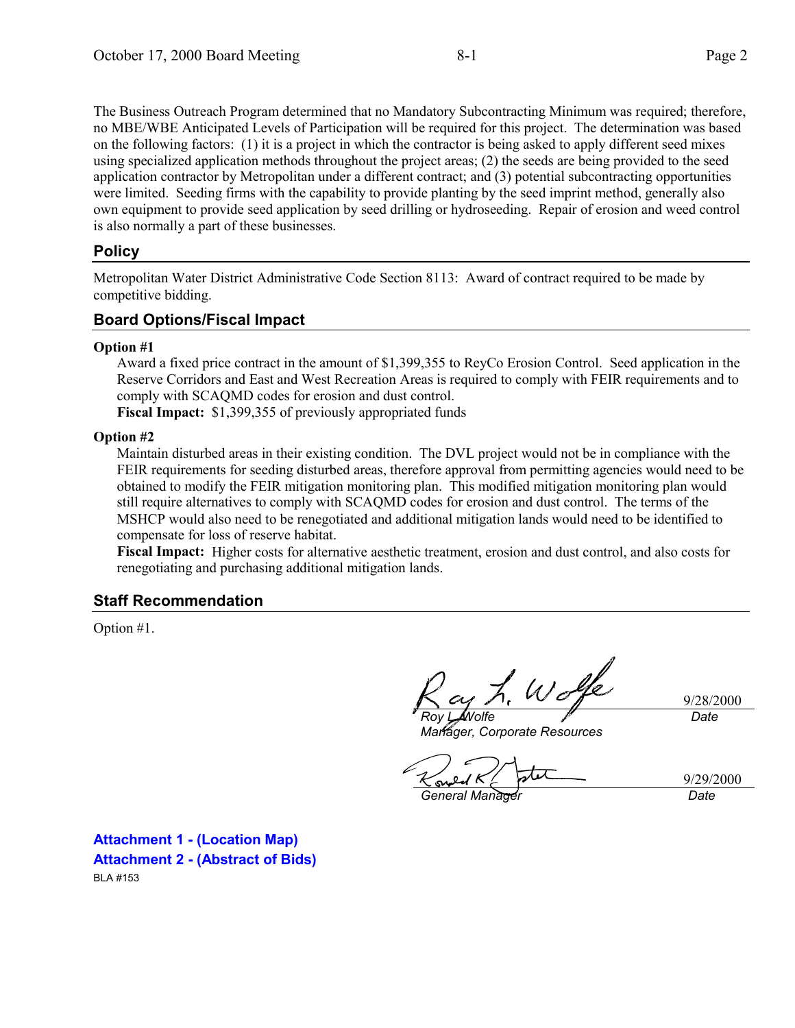The Business Outreach Program determined that no Mandatory Subcontracting Minimum was required; therefore, no MBE/WBE Anticipated Levels of Participation will be required for this project. The determination was based on the following factors: (1) it is a project in which the contractor is being asked to apply different seed mixes using specialized application methods throughout the project areas; (2) the seeds are being provided to the seed application contractor by Metropolitan under a different contract; and (3) potential subcontracting opportunities were limited. Seeding firms with the capability to provide planting by the seed imprint method, generally also own equipment to provide seed application by seed drilling or hydroseeding. Repair of erosion and weed control is also normally a part of these businesses.

## Policy

Metropolitan Water District Administrative Code Section 8113: Award of contract required to be made by competitive bidding.

## Board Options/Fiscal Impact

**Option #1**

Award a fixed price contract in the amount of $1,399,355 to ReyCo Erosion Control. Seed application in the Reserve Corridors and East and West Recreation Areas is required to comply with FEIR requirements and to comply with SCAQMD codes for erosion and dust control.

**Fiscal Impact:** $1,399,355 of previously appropriated funds

**Option #2**

Maintain disturbed areas in their existing condition. The DVL project would not be in compliance with the FEIR requirements for seeding disturbed areas, therefore approval from permitting agencies would need to be obtained to modify the FEIR mitigation monitoring plan. This modified mitigation monitoring plan would still require alternatives to comply with SCAQMD codes for erosion and dust control. The terms of the MSHCP would also need to be renegotiated and additional mitigation lands would need to be identified to compensate for loss of reserve habitat.

**Fiscal Impact:** Higher costs for alternative aesthetic treatment, erosion and dust control, and also costs for renegotiating and purchasing additional mitigation lands.

## Staff Recommendation

Option #1.

| | |
|---|---|
| *Roy L. Wolfe*<br>*Manager, Corporate Resources* | 9/28/2000<br>*Date* |
| *General Manager* | 9/29/2000<br>*Date* |

**Attachment 1 - (Location Map)**

**Attachment 2 - (Abstract of Bids)**

BLA #153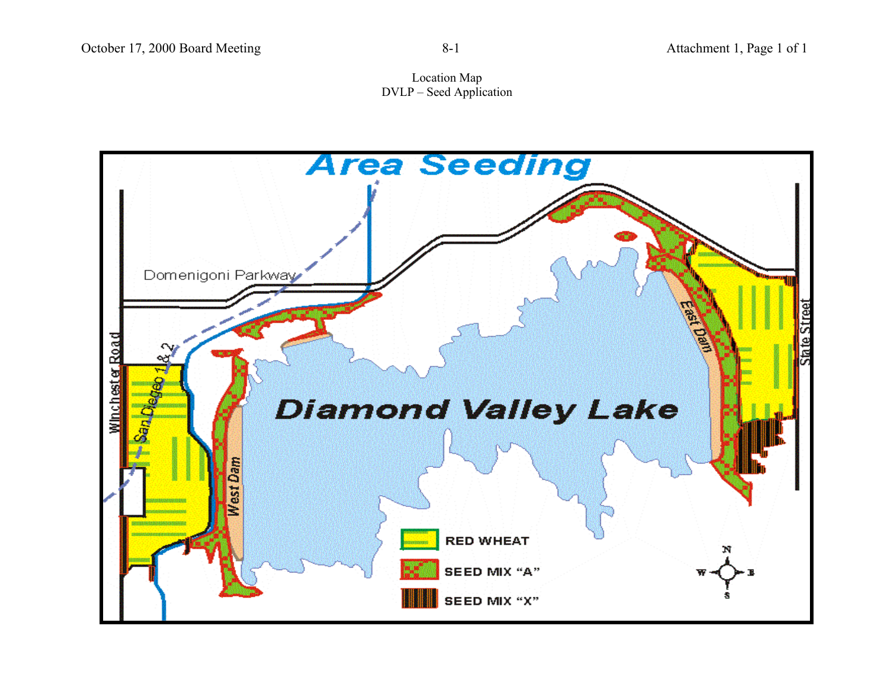Location Map
DVLP – Seed Application

Area Seeding

Domenigoni Parkway

Winchester Road

San Diego 1 & 2

West Dam

East Dam

State Street

Diamond Valley Lake

RED WHEAT

SEED MIX "A"

SEED MIX "X"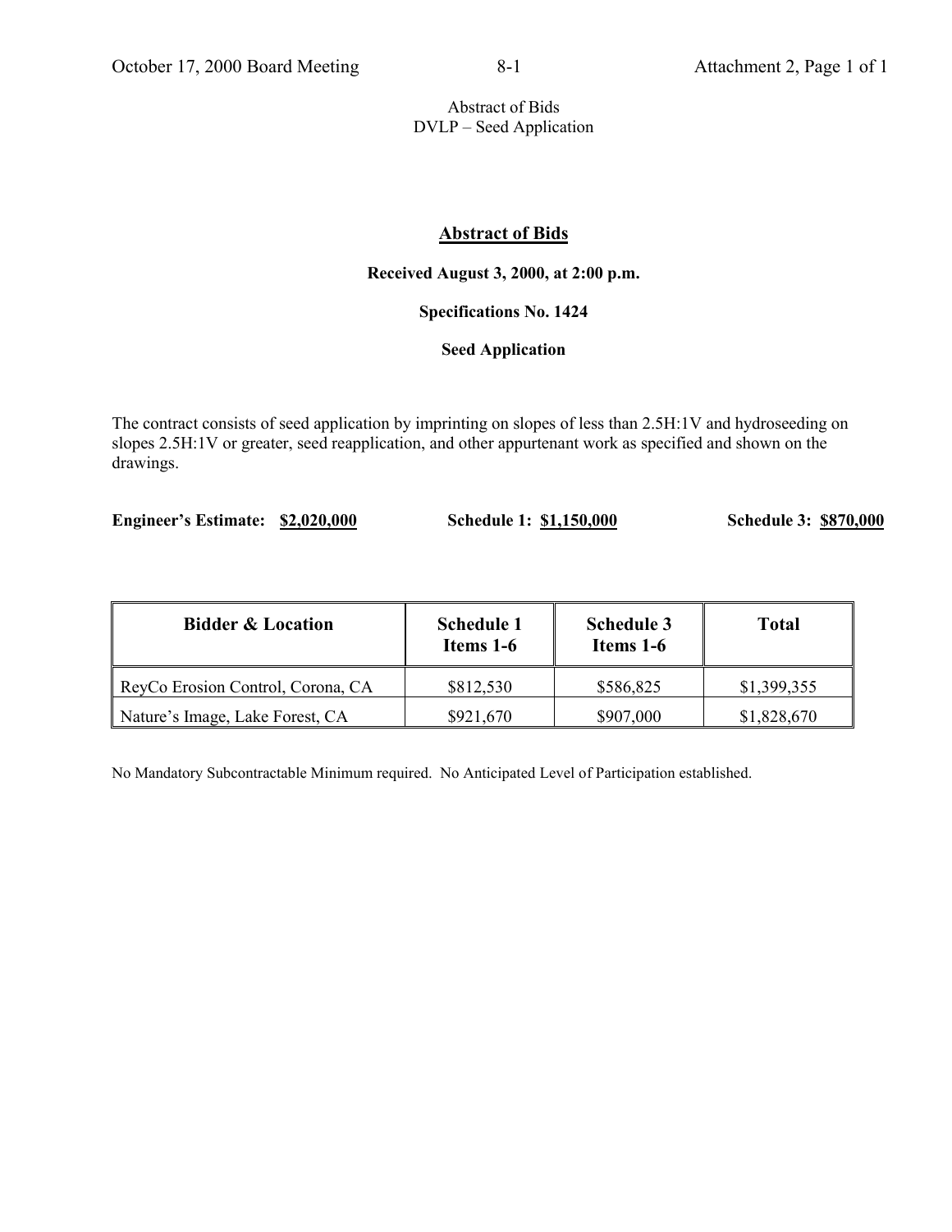Abstract of Bids
DVLP – Seed Application

## Abstract of Bids

**Received August 3, 2000, at 2:00 p.m.**

**Specifications No. 1424**

**Seed Application**

The contract consists of seed application by imprinting on slopes of less than 2.5H:1V and hydroseeding on slopes 2.5H:1V or greater, seed reapplication, and other appurtenant work as specified and shown on the drawings.

**Engineer's Estimate: $2,020,000** **Schedule 1: $1,150,000** **Schedule 3: $870,000**

| Bidder & Location | Schedule 1 Items 1-6 | Schedule 3 Items 1-6 | Total |
|---|---|---|---|
| ReyCo Erosion Control, Corona, CA | $812,530 | $586,825 | $1,399,355 |
| Nature's Image, Lake Forest, CA | $921,670 | $907,000 | $1,828,670 |

No Mandatory Subcontractable Minimum required. No Anticipated Level of Participation established.